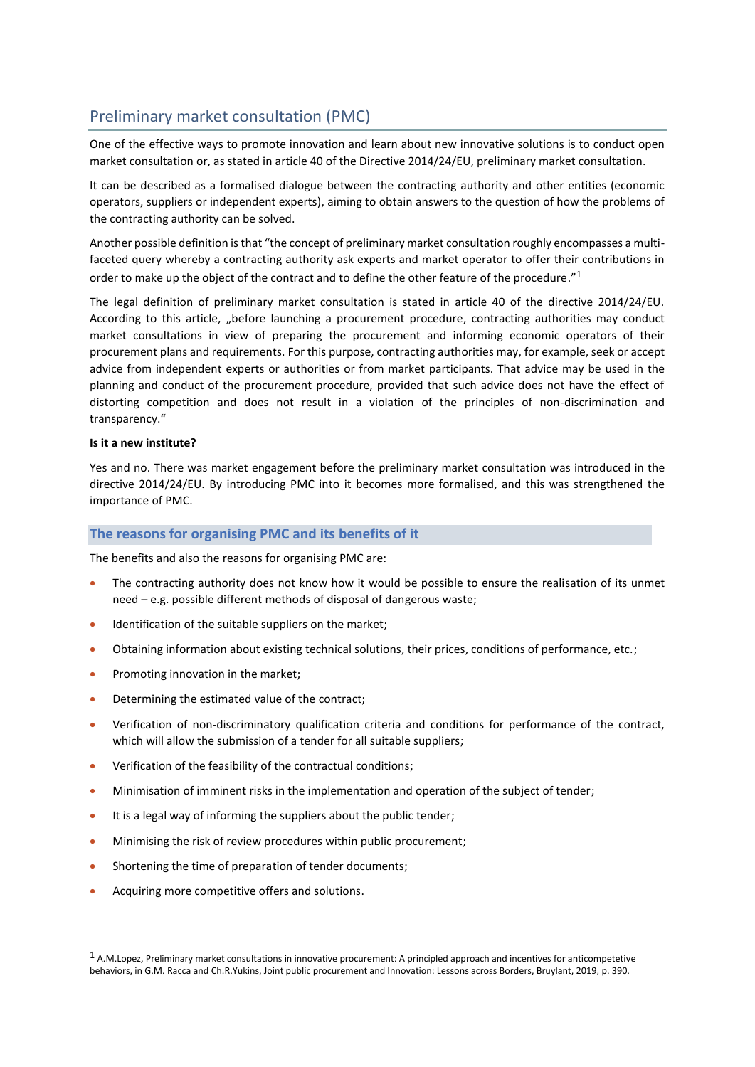# Preliminary market consultation (PMC)

One of the effective ways to promote innovation and learn about new innovative solutions is to conduct open market consultation or, as stated in article 40 of the Directive 2014/24/EU, preliminary market consultation.

It can be described as a formalised dialogue between the contracting authority and other entities (economic operators, suppliers or independent experts), aiming to obtain answers to the question of how the problems of the contracting authority can be solved.

Another possible definition is that "the concept of preliminary market consultation roughly encompasses a multi-faceted query whereby a contracting authority ask experts and market operator to offer their contributions in order to make up the object of the contract and to define the other feature of the procedure."[1]

The legal definition of preliminary market consultation is stated in article 40 of the directive 2014/24/EU. According to this article, „before launching a procurement procedure, contracting authorities may conduct market consultations in view of preparing the procurement and informing economic operators of their procurement plans and requirements. For this purpose, contracting authorities may, for example, seek or accept advice from independent experts or authorities or from market participants. That advice may be used in the planning and conduct of the procurement procedure, provided that such advice does not have the effect of distorting competition and does not result in a violation of the principles of non-discrimination and transparency."

**Is it a new institute?**

Yes and no. There was market engagement before the preliminary market consultation was introduced in the directive 2014/24/EU. By introducing PMC into it becomes more formalised, and this was strengthened the importance of PMC.

## The reasons for organising PMC and its benefits of it

The benefits and also the reasons for organising PMC are:

- The contracting authority does not know how it would be possible to ensure the realisation of its unmet need – e.g. possible different methods of disposal of dangerous waste;
- Identification of the suitable suppliers on the market;
- Obtaining information about existing technical solutions, their prices, conditions of performance, etc.;
- Promoting innovation in the market;
- Determining the estimated value of the contract;
- Verification of non-discriminatory qualification criteria and conditions for performance of the contract, which will allow the submission of a tender for all suitable suppliers;
- Verification of the feasibility of the contractual conditions;
- Minimisation of imminent risks in the implementation and operation of the subject of tender;
- It is a legal way of informing the suppliers about the public tender;
- Minimising the risk of review procedures within public procurement;
- Shortening the time of preparation of tender documents;
- Acquiring more competitive offers and solutions.

---

[1] A.M.Lopez, Preliminary market consultations in innovative procurement: A principled approach and incentives for anticompetetive behaviors, in G.M. Racca and Ch.R.Yukins, Joint public procurement and Innovation: Lessons across Borders, Bruylant, 2019, p. 390.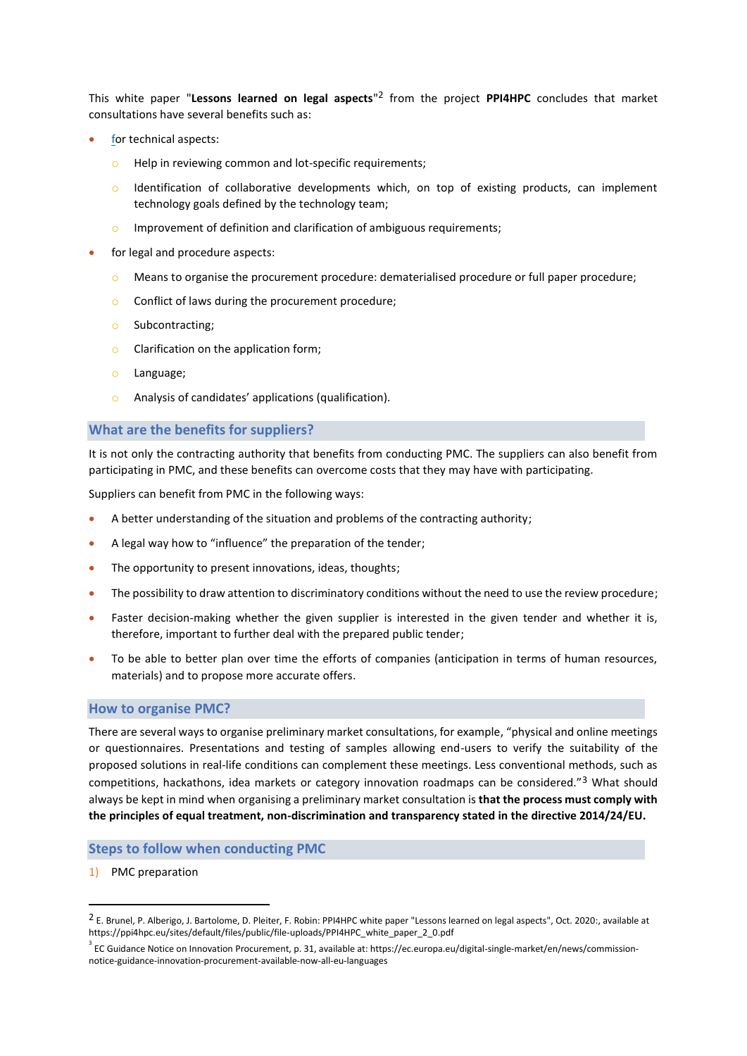This white paper "**Lessons learned on legal aspects**"[2] from the project **PPI4HPC** concludes that market consultations have several benefits such as:

- for technical aspects:
  - Help in reviewing common and lot-specific requirements;
  - Identification of collaborative developments which, on top of existing products, can implement technology goals defined by the technology team;
  - Improvement of definition and clarification of ambiguous requirements;
- for legal and procedure aspects:
  - Means to organise the procurement procedure: dematerialised procedure or full paper procedure;
  - Conflict of laws during the procurement procedure;
  - Subcontracting;
  - Clarification on the application form;
  - Language;
  - Analysis of candidates' applications (qualification).

## What are the benefits for suppliers?

It is not only the contracting authority that benefits from conducting PMC. The suppliers can also benefit from participating in PMC, and these benefits can overcome costs that they may have with participating.

Suppliers can benefit from PMC in the following ways:

- A better understanding of the situation and problems of the contracting authority;
- A legal way how to "influence" the preparation of the tender;
- The opportunity to present innovations, ideas, thoughts;
- The possibility to draw attention to discriminatory conditions without the need to use the review procedure;
- Faster decision-making whether the given supplier is interested in the given tender and whether it is, therefore, important to further deal with the prepared public tender;
- To be able to better plan over time the efforts of companies (anticipation in terms of human resources, materials) and to propose more accurate offers.

## How to organise PMC?

There are several ways to organise preliminary market consultations, for example, "physical and online meetings or questionnaires. Presentations and testing of samples allowing end-users to verify the suitability of the proposed solutions in real-life conditions can complement these meetings. Less conventional methods, such as competitions, hackathons, idea markets or category innovation roadmaps can be considered."[3] What should always be kept in mind when organising a preliminary market consultation is **that the process must comply with the principles of equal treatment, non-discrimination and transparency stated in the directive 2014/24/EU.**

## Steps to follow when conducting PMC

1) PMC preparation

---

[2] E. Brunel, P. Alberigo, J. Bartolome, D. Pleiter, F. Robin: PPI4HPC white paper "Lessons learned on legal aspects", Oct. 2020:, available at https://ppi4hpc.eu/sites/default/files/public/file-uploads/PPI4HPC_white_paper_2_0.pdf

[3] EC Guidance Notice on Innovation Procurement, p. 31, available at: https://ec.europa.eu/digital-single-market/en/news/commission-notice-guidance-innovation-procurement-available-now-all-eu-languages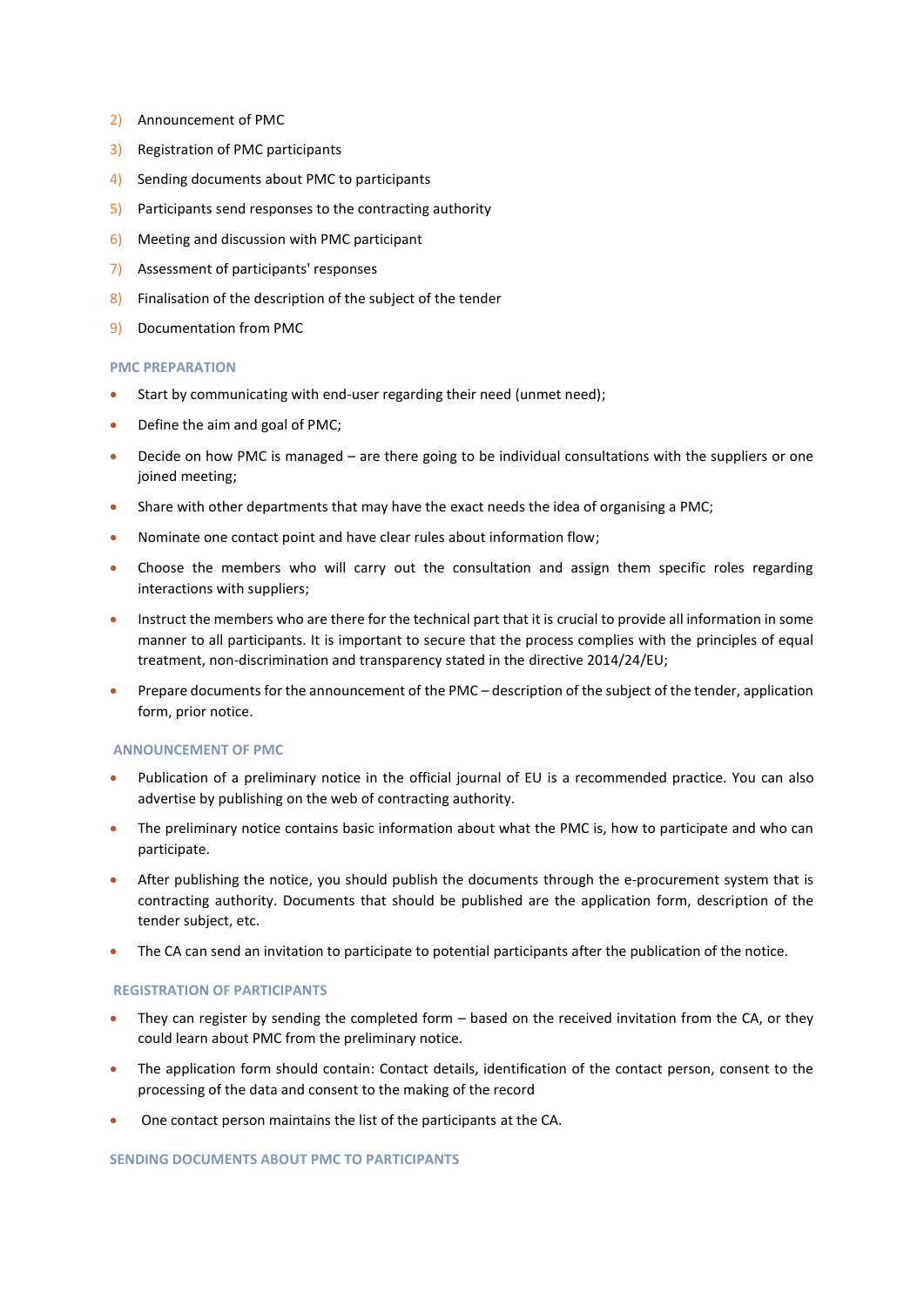2) Announcement of PMC
3) Registration of PMC participants
4) Sending documents about PMC to participants
5) Participants send responses to the contracting authority
6) Meeting and discussion with PMC participant
7) Assessment of participants' responses
8) Finalisation of the description of the subject of the tender
9) Documentation from PMC

### PMC PREPARATION

- Start by communicating with end-user regarding their need (unmet need);
- Define the aim and goal of PMC;
- Decide on how PMC is managed – are there going to be individual consultations with the suppliers or one joined meeting;
- Share with other departments that may have the exact needs the idea of organising a PMC;
- Nominate one contact point and have clear rules about information flow;
- Choose the members who will carry out the consultation and assign them specific roles regarding interactions with suppliers;
- Instruct the members who are there for the technical part that it is crucial to provide all information in some manner to all participants. It is important to secure that the process complies with the principles of equal treatment, non-discrimination and transparency stated in the directive 2014/24/EU;
- Prepare documents for the announcement of the PMC – description of the subject of the tender, application form, prior notice.

### ANNOUNCEMENT OF PMC

- Publication of a preliminary notice in the official journal of EU is a recommended practice. You can also advertise by publishing on the web of contracting authority.
- The preliminary notice contains basic information about what the PMC is, how to participate and who can participate.
- After publishing the notice, you should publish the documents through the e-procurement system that is contracting authority. Documents that should be published are the application form, description of the tender subject, etc.
- The CA can send an invitation to participate to potential participants after the publication of the notice.

### REGISTRATION OF PARTICIPANTS

- They can register by sending the completed form – based on the received invitation from the CA, or they could learn about PMC from the preliminary notice.
- The application form should contain: Contact details, identification of the contact person, consent to the processing of the data and consent to the making of the record
- One contact person maintains the list of the participants at the CA.

### SENDING DOCUMENTS ABOUT PMC TO PARTICIPANTS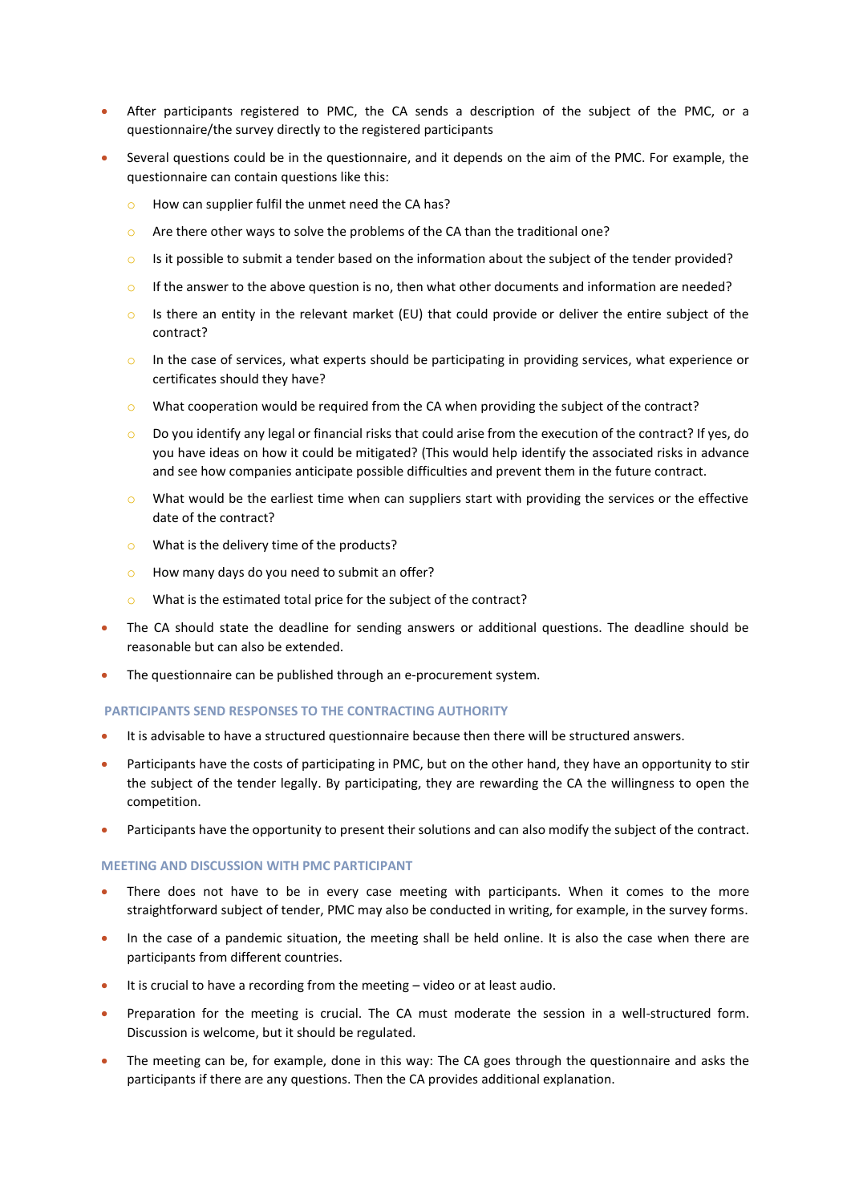- After participants registered to PMC, the CA sends a description of the subject of the PMC, or a questionnaire/the survey directly to the registered participants
- Several questions could be in the questionnaire, and it depends on the aim of the PMC. For example, the questionnaire can contain questions like this:
  - How can supplier fulfil the unmet need the CA has?
  - Are there other ways to solve the problems of the CA than the traditional one?
  - Is it possible to submit a tender based on the information about the subject of the tender provided?
  - If the answer to the above question is no, then what other documents and information are needed?
  - Is there an entity in the relevant market (EU) that could provide or deliver the entire subject of the contract?
  - In the case of services, what experts should be participating in providing services, what experience or certificates should they have?
  - What cooperation would be required from the CA when providing the subject of the contract?
  - Do you identify any legal or financial risks that could arise from the execution of the contract? If yes, do you have ideas on how it could be mitigated? (This would help identify the associated risks in advance and see how companies anticipate possible difficulties and prevent them in the future contract.
  - What would be the earliest time when can suppliers start with providing the services or the effective date of the contract?
  - What is the delivery time of the products?
  - How many days do you need to submit an offer?
  - What is the estimated total price for the subject of the contract?
- The CA should state the deadline for sending answers or additional questions. The deadline should be reasonable but can also be extended.
- The questionnaire can be published through an e-procurement system.

#### PARTICIPANTS SEND RESPONSES TO THE CONTRACTING AUTHORITY

- It is advisable to have a structured questionnaire because then there will be structured answers.
- Participants have the costs of participating in PMC, but on the other hand, they have an opportunity to stir the subject of the tender legally. By participating, they are rewarding the CA the willingness to open the competition.
- Participants have the opportunity to present their solutions and can also modify the subject of the contract.

#### MEETING AND DISCUSSION WITH PMC PARTICIPANT

- There does not have to be in every case meeting with participants. When it comes to the more straightforward subject of tender, PMC may also be conducted in writing, for example, in the survey forms.
- In the case of a pandemic situation, the meeting shall be held online. It is also the case when there are participants from different countries.
- It is crucial to have a recording from the meeting – video or at least audio.
- Preparation for the meeting is crucial. The CA must moderate the session in a well-structured form. Discussion is welcome, but it should be regulated.
- The meeting can be, for example, done in this way: The CA goes through the questionnaire and asks the participants if there are any questions. Then the CA provides additional explanation.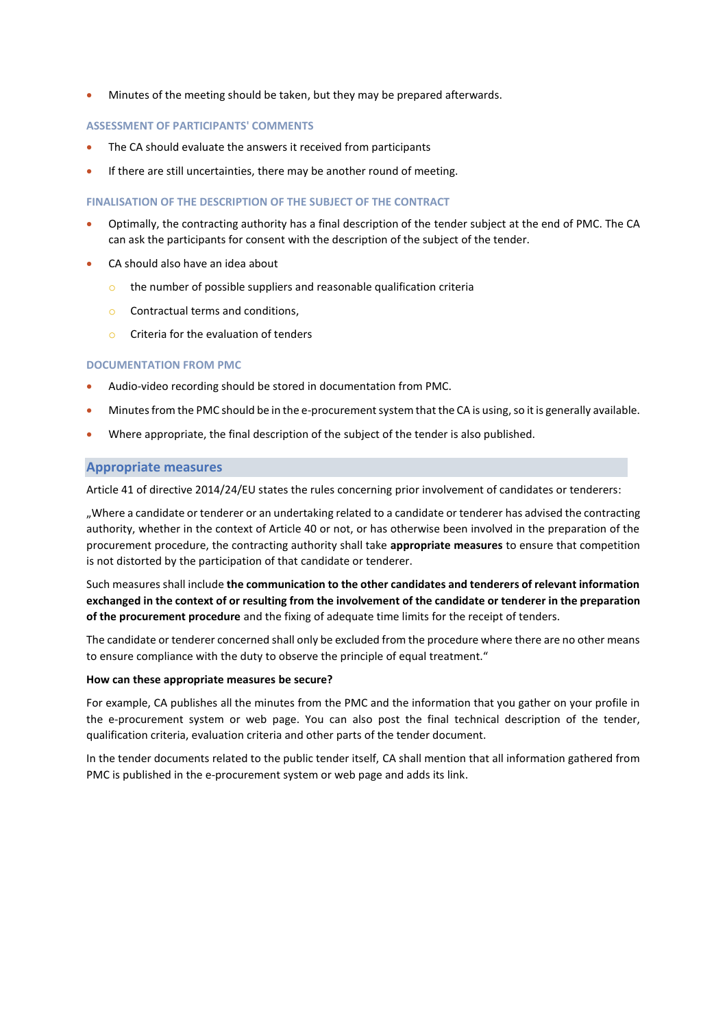- Minutes of the meeting should be taken, but they may be prepared afterwards.

### ASSESSMENT OF PARTICIPANTS' COMMENTS

- The CA should evaluate the answers it received from participants
- If there are still uncertainties, there may be another round of meeting.

### FINALISATION OF THE DESCRIPTION OF THE SUBJECT OF THE CONTRACT

- Optimally, the contracting authority has a final description of the tender subject at the end of PMC. The CA can ask the participants for consent with the description of the subject of the tender.
- CA should also have an idea about
  - the number of possible suppliers and reasonable qualification criteria
  - Contractual terms and conditions,
  - Criteria for the evaluation of tenders

### DOCUMENTATION FROM PMC

- Audio-video recording should be stored in documentation from PMC.
- Minutes from the PMC should be in the e-procurement system that the CA is using, so it is generally available.
- Where appropriate, the final description of the subject of the tender is also published.

## Appropriate measures

Article 41 of directive 2014/24/EU states the rules concerning prior involvement of candidates or tenderers:

„Where a candidate or tenderer or an undertaking related to a candidate or tenderer has advised the contracting authority, whether in the context of Article 40 or not, or has otherwise been involved in the preparation of the procurement procedure, the contracting authority shall take **appropriate measures** to ensure that competition is not distorted by the participation of that candidate or tenderer.

Such measures shall include **the communication to the other candidates and tenderers of relevant information exchanged in the context of or resulting from the involvement of the candidate or tenderer in the preparation of the procurement procedure** and the fixing of adequate time limits for the receipt of tenders.

The candidate or tenderer concerned shall only be excluded from the procedure where there are no other means to ensure compliance with the duty to observe the principle of equal treatment."

**How can these appropriate measures be secure?**

For example, CA publishes all the minutes from the PMC and the information that you gather on your profile in the e-procurement system or web page. You can also post the final technical description of the tender, qualification criteria, evaluation criteria and other parts of the tender document.

In the tender documents related to the public tender itself, CA shall mention that all information gathered from PMC is published in the e-procurement system or web page and adds its link.